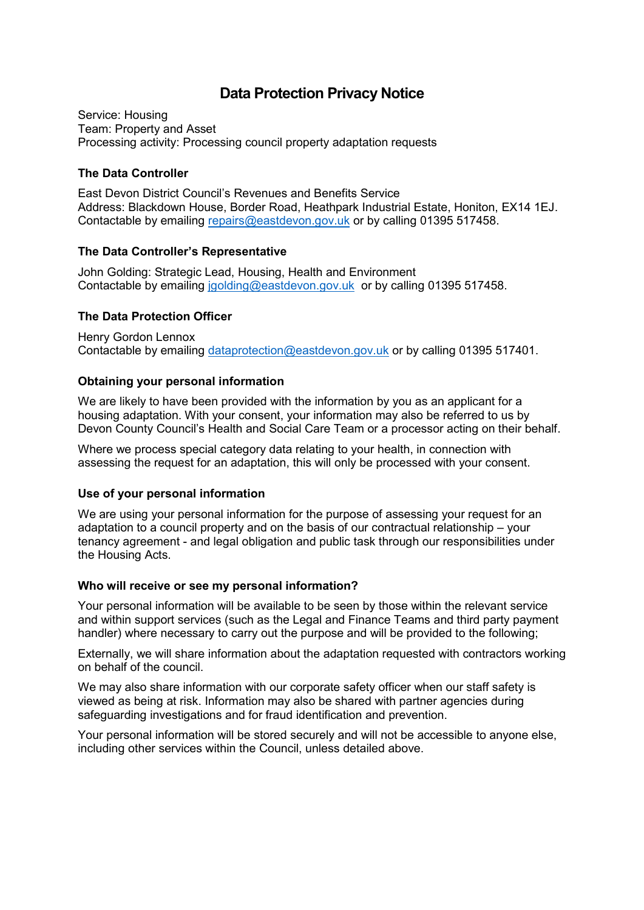# Data Protection Privacy Notice

Service: Housing
Team: Property and Asset
Processing activity: Processing council property adaptation requests

### The Data Controller

East Devon District Council's Revenues and Benefits Service
Address: Blackdown House, Border Road, Heathpark Industrial Estate, Honiton, EX14 1EJ.
Contactable by emailing repairs@eastdevon.gov.uk or by calling 01395 517458.

### The Data Controller's Representative

John Golding: Strategic Lead, Housing, Health and Environment
Contactable by emailing jgolding@eastdevon.gov.uk or by calling 01395 517458.

### The Data Protection Officer

Henry Gordon Lennox
Contactable by emailing dataprotection@eastdevon.gov.uk or by calling 01395 517401.

### Obtaining your personal information

We are likely to have been provided with the information by you as an applicant for a housing adaptation. With your consent, your information may also be referred to us by Devon County Council's Health and Social Care Team or a processor acting on their behalf.

Where we process special category data relating to your health, in connection with assessing the request for an adaptation, this will only be processed with your consent.

### Use of your personal information

We are using your personal information for the purpose of assessing your request for an adaptation to a council property and on the basis of our contractual relationship – your tenancy agreement - and legal obligation and public task through our responsibilities under the Housing Acts.

### Who will receive or see my personal information?

Your personal information will be available to be seen by those within the relevant service and within support services (such as the Legal and Finance Teams and third party payment handler) where necessary to carry out the purpose and will be provided to the following;

Externally, we will share information about the adaptation requested with contractors working on behalf of the council.

We may also share information with our corporate safety officer when our staff safety is viewed as being at risk. Information may also be shared with partner agencies during safeguarding investigations and for fraud identification and prevention.

Your personal information will be stored securely and will not be accessible to anyone else, including other services within the Council, unless detailed above.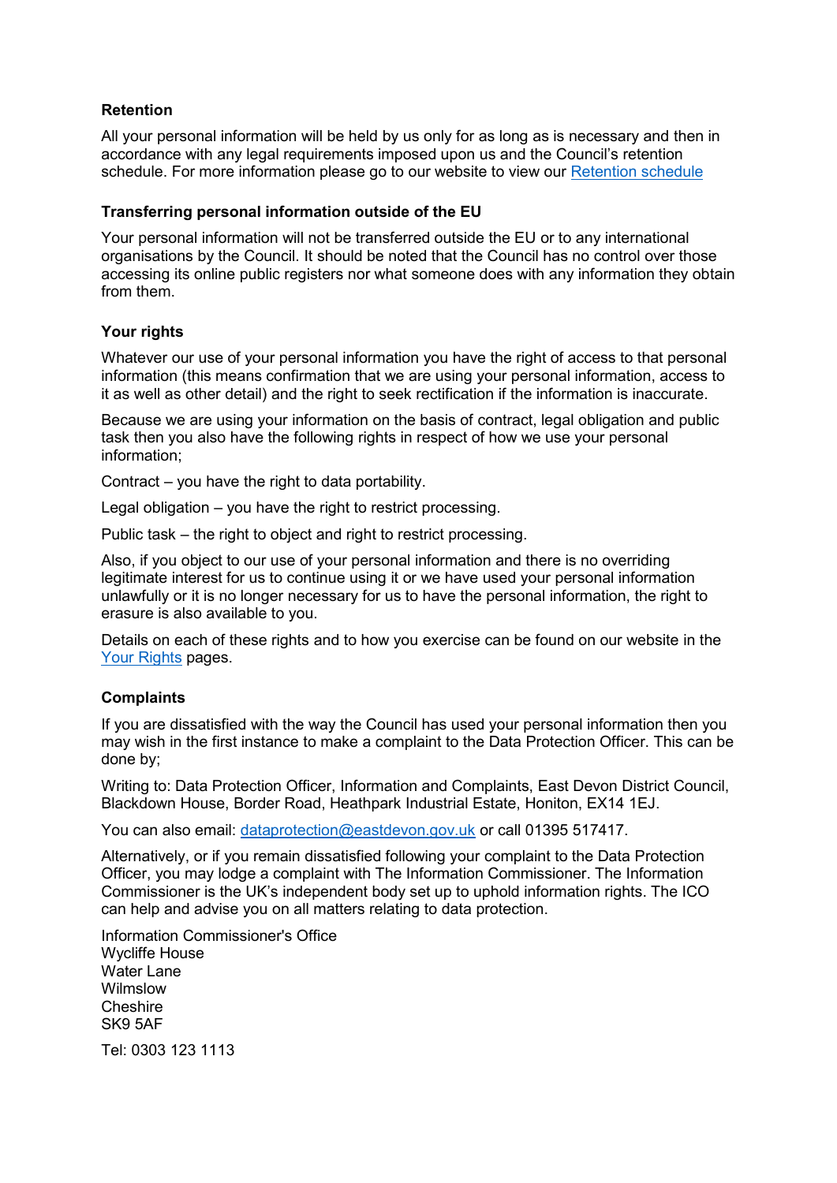### Retention

All your personal information will be held by us only for as long as is necessary and then in accordance with any legal requirements imposed upon us and the Council's retention schedule. For more information please go to our website to view our [Retention schedule]()

### Transferring personal information outside of the EU

Your personal information will not be transferred outside the EU or to any international organisations by the Council. It should be noted that the Council has no control over those accessing its online public registers nor what someone does with any information they obtain from them.

### Your rights

Whatever our use of your personal information you have the right of access to that personal information (this means confirmation that we are using your personal information, access to it as well as other detail) and the right to seek rectification if the information is inaccurate.

Because we are using your information on the basis of contract, legal obligation and public task then you also have the following rights in respect of how we use your personal information;

Contract – you have the right to data portability.

Legal obligation – you have the right to restrict processing.

Public task – the right to object and right to restrict processing.

Also, if you object to our use of your personal information and there is no overriding legitimate interest for us to continue using it or we have used your personal information unlawfully or it is no longer necessary for us to have the personal information, the right to erasure is also available to you.

Details on each of these rights and to how you exercise can be found on our website in the [Your Rights]() pages.

### Complaints

If you are dissatisfied with the way the Council has used your personal information then you may wish in the first instance to make a complaint to the Data Protection Officer. This can be done by;

Writing to: Data Protection Officer, Information and Complaints, East Devon District Council, Blackdown House, Border Road, Heathpark Industrial Estate, Honiton, EX14 1EJ.

You can also email: [dataprotection@eastdevon.gov.uk](mailto:dataprotection@eastdevon.gov.uk) or call 01395 517417.

Alternatively, or if you remain dissatisfied following your complaint to the Data Protection Officer, you may lodge a complaint with The Information Commissioner. The Information Commissioner is the UK's independent body set up to uphold information rights. The ICO can help and advise you on all matters relating to data protection.

Information Commissioner's Office
Wycliffe House
Water Lane
Wilmslow
Cheshire
SK9 5AF

Tel: 0303 123 1113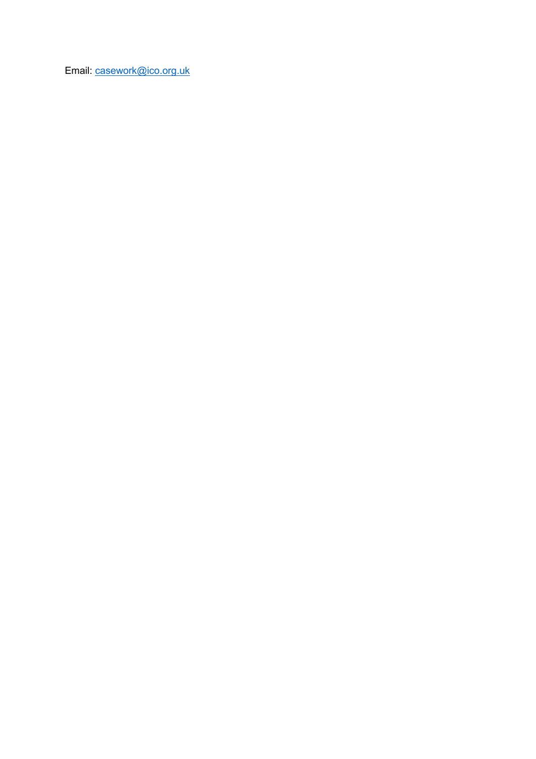Email: casework@ico.org.uk